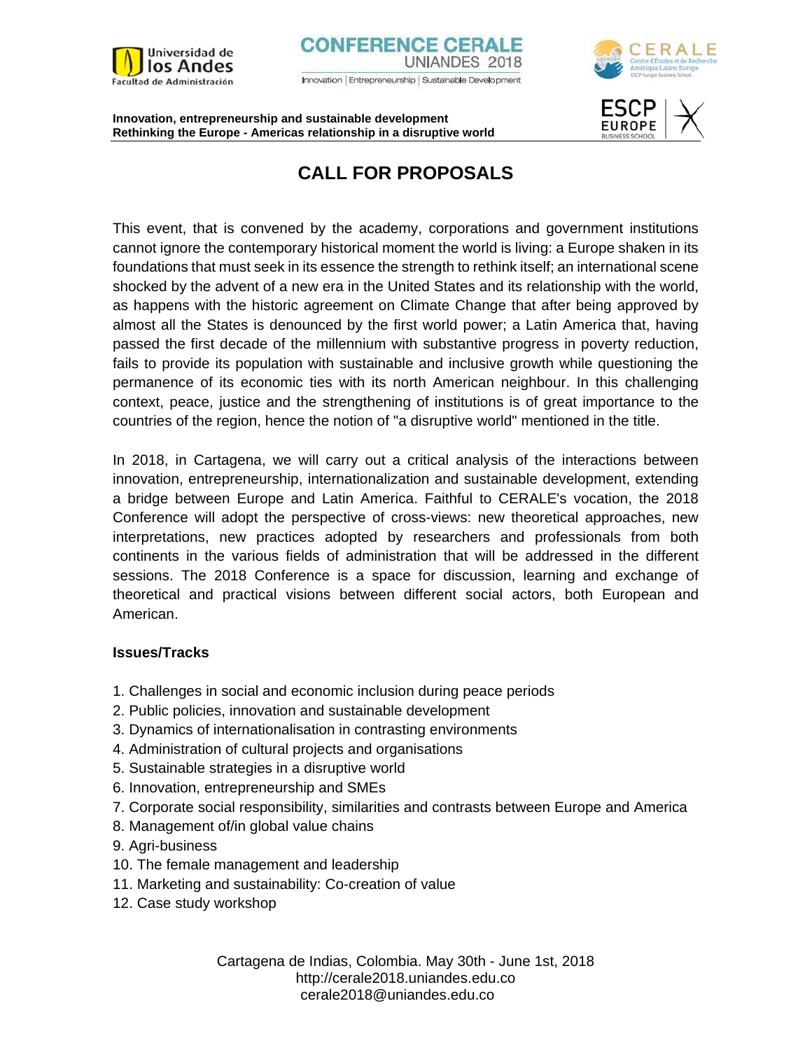**Innovation, entrepreneurship and sustainable development**
**Rethinking the Europe - Americas relationship in a disruptive world**

# CALL FOR PROPOSALS

This event, that is convened by the academy, corporations and government institutions cannot ignore the contemporary historical moment the world is living: a Europe shaken in its foundations that must seek in its essence the strength to rethink itself; an international scene shocked by the advent of a new era in the United States and its relationship with the world, as happens with the historic agreement on Climate Change that after being approved by almost all the States is denounced by the first world power; a Latin America that, having passed the first decade of the millennium with substantive progress in poverty reduction, fails to provide its population with sustainable and inclusive growth while questioning the permanence of its economic ties with its north American neighbour. In this challenging context, peace, justice and the strengthening of institutions is of great importance to the countries of the region, hence the notion of "a disruptive world" mentioned in the title.

In 2018, in Cartagena, we will carry out a critical analysis of the interactions between innovation, entrepreneurship, internationalization and sustainable development, extending a bridge between Europe and Latin America. Faithful to CERALE's vocation, the 2018 Conference will adopt the perspective of cross-views: new theoretical approaches, new interpretations, new practices adopted by researchers and professionals from both continents in the various fields of administration that will be addressed in the different sessions. The 2018 Conference is a space for discussion, learning and exchange of theoretical and practical visions between different social actors, both European and American.

**Issues/Tracks**

1. Challenges in social and economic inclusion during peace periods
2. Public policies, innovation and sustainable development
3. Dynamics of internationalisation in contrasting environments
4. Administration of cultural projects and organisations
5. Sustainable strategies in a disruptive world
6. Innovation, entrepreneurship and SMEs
7. Corporate social responsibility, similarities and contrasts between Europe and America
8. Management of/in global value chains
9. Agri-business
10. The female management and leadership
11. Marketing and sustainability: Co-creation of value
12. Case study workshop

Cartagena de Indias, Colombia. May 30th - June 1st, 2018
http://cerale2018.uniandes.edu.co
cerale2018@uniandes.edu.co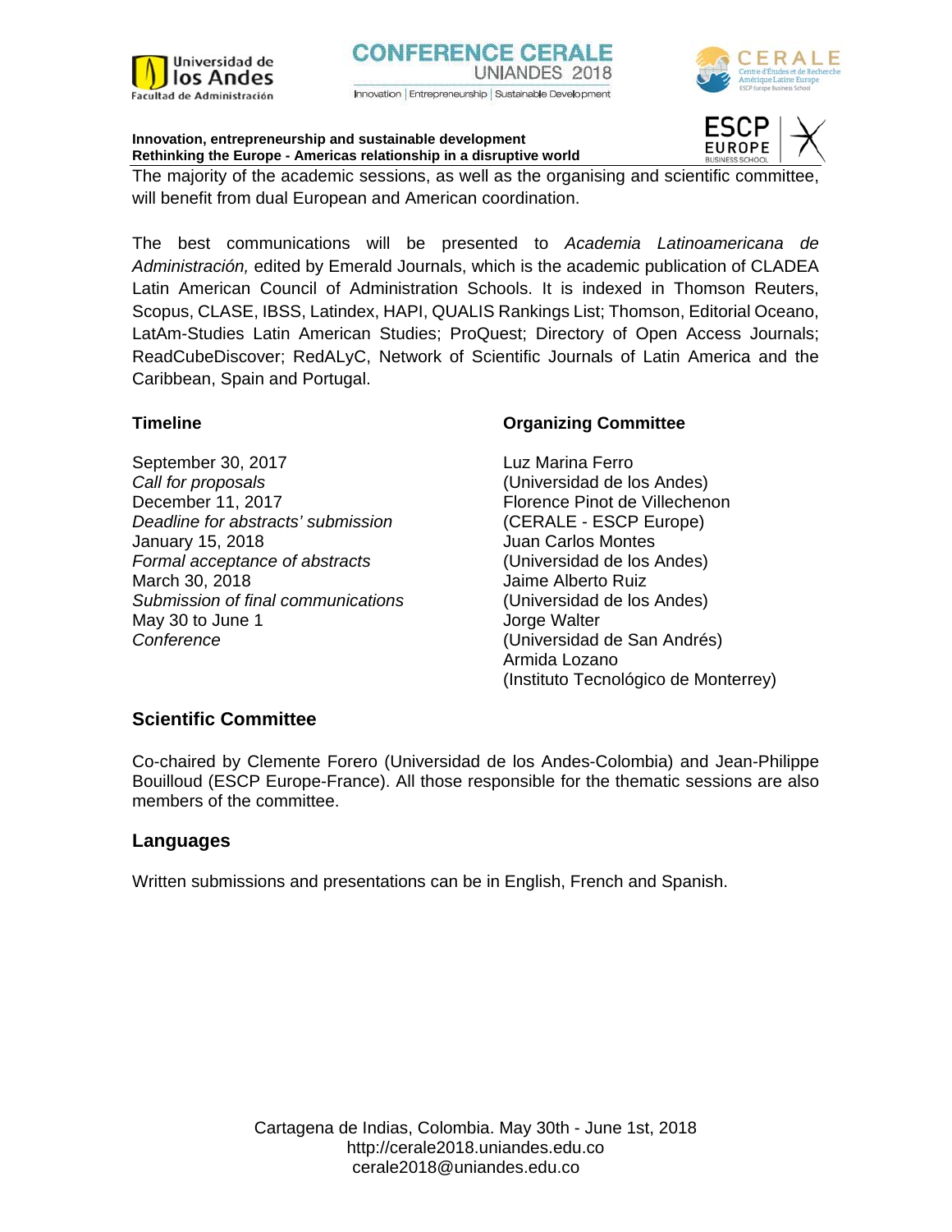The majority of the academic sessions, as well as the organising and scientific committee, will benefit from dual European and American coordination.

The best communications will be presented to *Academia Latinoamericana de Administración,* edited by Emerald Journals, which is the academic publication of CLADEA Latin American Council of Administration Schools. It is indexed in Thomson Reuters, Scopus, CLASE, IBSS, Latindex, HAPI, QUALIS Rankings List; Thomson, Editorial Oceano, LatAm-Studies Latin American Studies; ProQuest; Directory of Open Access Journals; ReadCubeDiscover; RedALyC, Network of Scientific Journals of Latin America and the Caribbean, Spain and Portugal.

### Timeline

September 30, 2017
*Call for proposals*
December 11, 2017
*Deadline for abstracts' submission*
January 15, 2018
*Formal acceptance of abstracts*
March 30, 2018
*Submission of final communications*
May 30 to June 1
*Conference*

### Organizing Committee

Luz Marina Ferro
(Universidad de los Andes)
Florence Pinot de Villechenon
(CERALE - ESCP Europe)
Juan Carlos Montes
(Universidad de los Andes)
Jaime Alberto Ruiz
(Universidad de los Andes)
Jorge Walter
(Universidad de San Andrés)
Armida Lozano
(Instituto Tecnológico de Monterrey)

## Scientific Committee

Co-chaired by Clemente Forero (Universidad de los Andes-Colombia) and Jean-Philippe Bouilloud (ESCP Europe-France). All those responsible for the thematic sessions are also members of the committee.

## Languages

Written submissions and presentations can be in English, French and Spanish.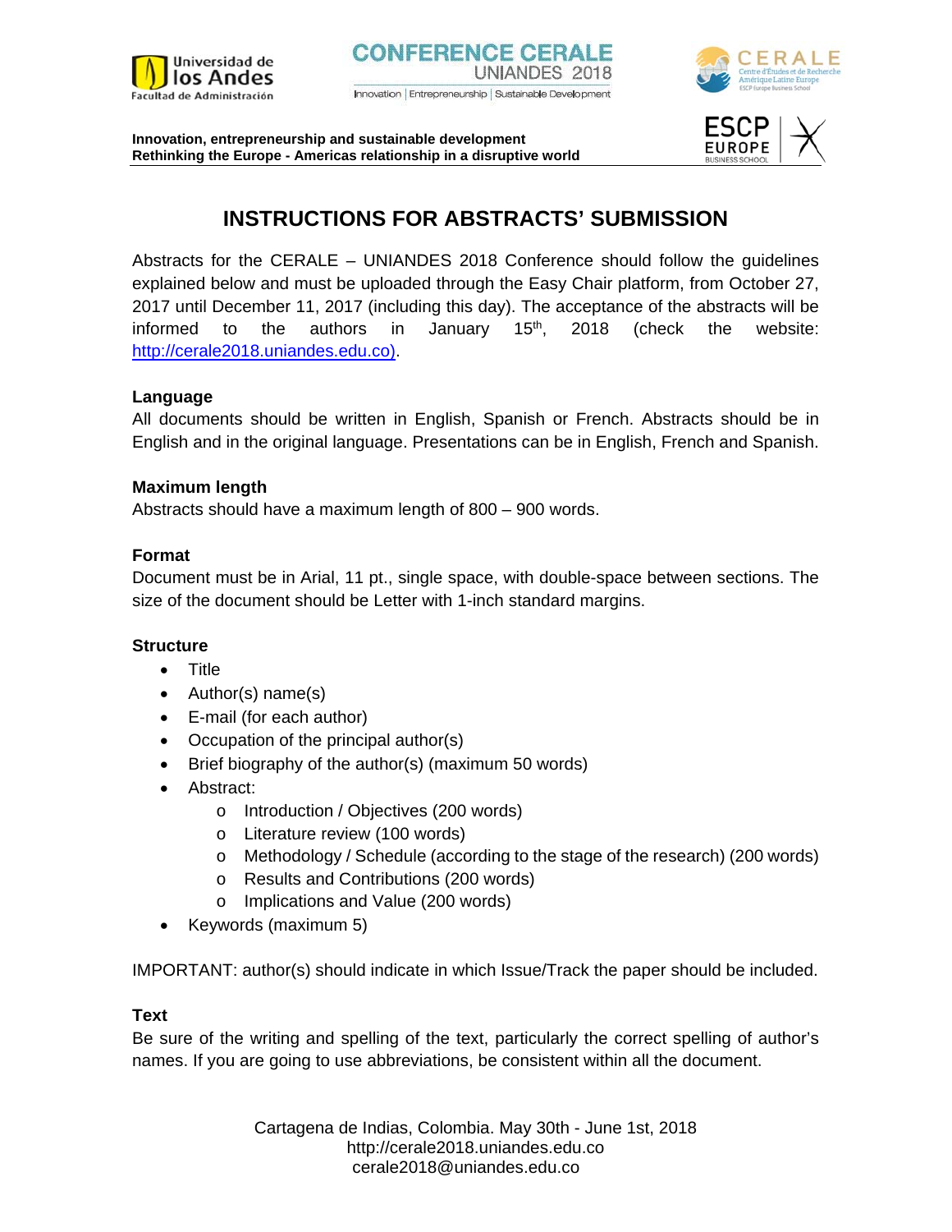# INSTRUCTIONS FOR ABSTRACTS' SUBMISSION

Abstracts for the CERALE – UNIANDES 2018 Conference should follow the guidelines explained below and must be uploaded through the Easy Chair platform, from October 27, 2017 until December 11, 2017 (including this day). The acceptance of the abstracts will be informed to the authors in January 15th, 2018 (check the website: http://cerale2018.uniandes.edu.co).

## Language

All documents should be written in English, Spanish or French. Abstracts should be in English and in the original language. Presentations can be in English, French and Spanish.

## Maximum length

Abstracts should have a maximum length of 800 – 900 words.

## Format

Document must be in Arial, 11 pt., single space, with double-space between sections. The size of the document should be Letter with 1-inch standard margins.

## Structure

- Title
- Author(s) name(s)
- E-mail (for each author)
- Occupation of the principal author(s)
- Brief biography of the author(s) (maximum 50 words)
- Abstract:
  - Introduction / Objectives (200 words)
  - Literature review (100 words)
  - Methodology / Schedule (according to the stage of the research) (200 words)
  - Results and Contributions (200 words)
  - Implications and Value (200 words)
- Keywords (maximum 5)

IMPORTANT: author(s) should indicate in which Issue/Track the paper should be included.

## Text

Be sure of the writing and spelling of the text, particularly the correct spelling of author's names. If you are going to use abbreviations, be consistent within all the document.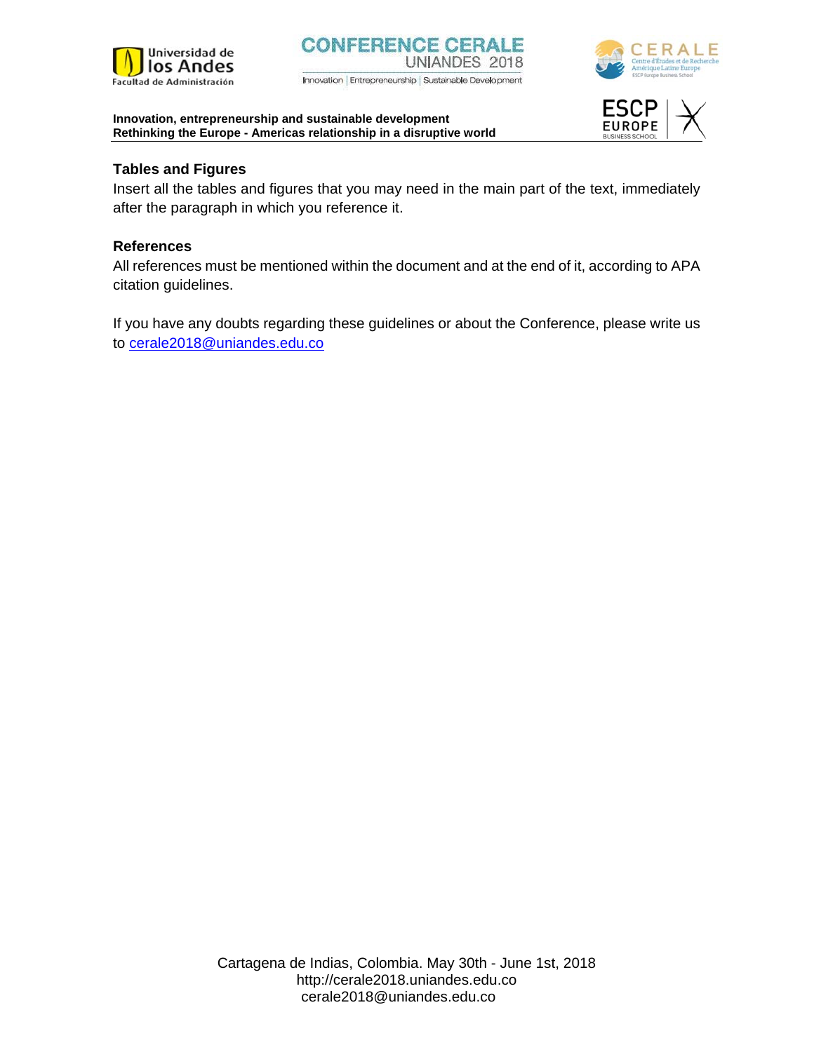## Tables and Figures

Insert all the tables and figures that you may need in the main part of the text, immediately after the paragraph in which you reference it.

## References

All references must be mentioned within the document and at the end of it, according to APA citation guidelines.

If you have any doubts regarding these guidelines or about the Conference, please write us to cerale2018@uniandes.edu.co